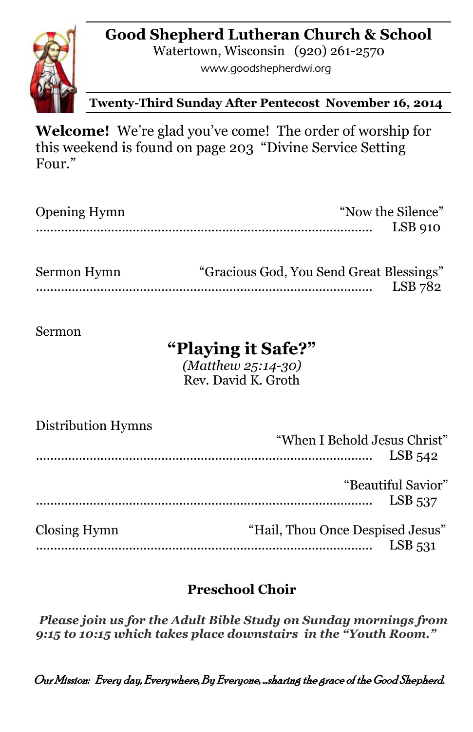# Good Shepherd Lutheran Church & School

Watertown, Wisconsin (920) 261-2570

www.goodshepherdwi.org

**Twenty-Third Sunday After Pentecost November 16, 2014**

**Welcome!** We're glad you've come! The order of worship for this weekend is found on page 203 "Divine Service Setting Four."

Opening Hymn "Now the Silence" ........................................ LSB 910

Sermon Hymn "Gracious God, You Send Great Blessings" ........................................ LSB 782

Sermon

## "Playing it Safe?"

*(Matthew 25:14-30)*

Rev. David K. Groth

Distribution Hymns

"When I Behold Jesus Christ" ........................................ LSB 542

"Beautiful Savior" ........................................ LSB 537

Closing Hymn "Hail, Thou Once Despised Jesus" ........................................ LSB 531

**Preschool Choir**

***Please join us for the Adult Bible Study on Sunday mornings from 9:15 to 10:15 which takes place downstairs in the "Youth Room."***

*Our Mission: Every day, Everywhere, By Everyone, ...sharing the grace of the Good Shepherd.*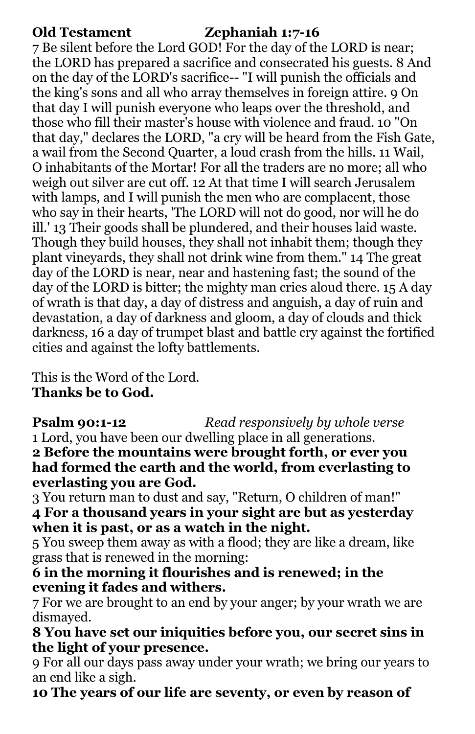**Old Testament Zephaniah 1:7-16**

7 Be silent before the Lord GOD! For the day of the LORD is near; the LORD has prepared a sacrifice and consecrated his guests. 8 And on the day of the LORD's sacrifice-- "I will punish the officials and the king's sons and all who array themselves in foreign attire. 9 On that day I will punish everyone who leaps over the threshold, and those who fill their master's house with violence and fraud. 10 "On that day," declares the LORD, "a cry will be heard from the Fish Gate, a wail from the Second Quarter, a loud crash from the hills. 11 Wail, O inhabitants of the Mortar! For all the traders are no more; all who weigh out silver are cut off. 12 At that time I will search Jerusalem with lamps, and I will punish the men who are complacent, those who say in their hearts, 'The LORD will not do good, nor will he do ill.' 13 Their goods shall be plundered, and their houses laid waste. Though they build houses, they shall not inhabit them; though they plant vineyards, they shall not drink wine from them." 14 The great day of the LORD is near, near and hastening fast; the sound of the day of the LORD is bitter; the mighty man cries aloud there. 15 A day of wrath is that day, a day of distress and anguish, a day of ruin and devastation, a day of darkness and gloom, a day of clouds and thick darkness, 16 a day of trumpet blast and battle cry against the fortified cities and against the lofty battlements.

This is the Word of the Lord.
**Thanks be to God.**

**Psalm 90:1-12** *Read responsively by whole verse*

1 Lord, you have been our dwelling place in all generations.
**2 Before the mountains were brought forth, or ever you had formed the earth and the world, from everlasting to everlasting you are God.**
3 You return man to dust and say, "Return, O children of man!"
**4 For a thousand years in your sight are but as yesterday when it is past, or as a watch in the night.**
5 You sweep them away as with a flood; they are like a dream, like grass that is renewed in the morning:
**6 in the morning it flourishes and is renewed; in the evening it fades and withers.**
7 For we are brought to an end by your anger; by your wrath we are dismayed.
**8 You have set our iniquities before you, our secret sins in the light of your presence.**
9 For all our days pass away under your wrath; we bring our years to an end like a sigh.
**10 The years of our life are seventy, or even by reason of**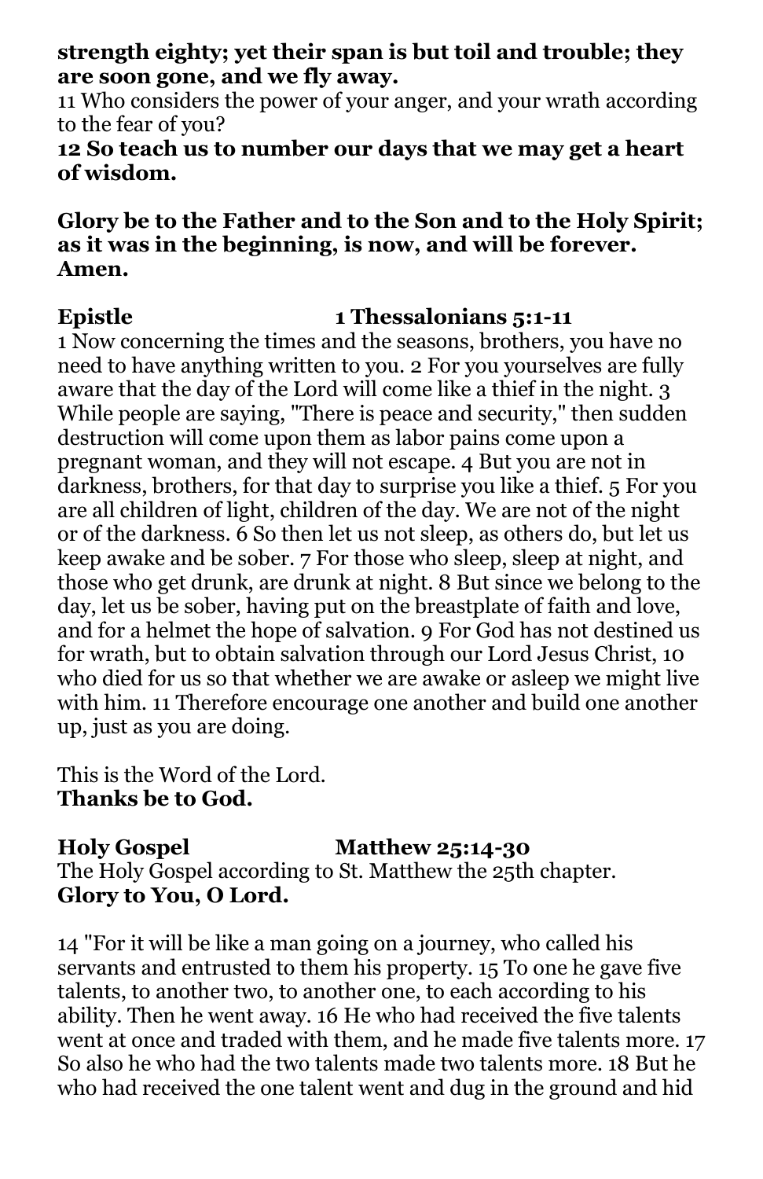**strength eighty; yet their span is but toil and trouble; they are soon gone, and we fly away.**

11 Who considers the power of your anger, and your wrath according to the fear of you?

**12 So teach us to number our days that we may get a heart of wisdom.**

**Glory be to the Father and to the Son and to the Holy Spirit; as it was in the beginning, is now, and will be forever. Amen.**

**Epistle 1 Thessalonians 5:1-11**

1 Now concerning the times and the seasons, brothers, you have no need to have anything written to you. 2 For you yourselves are fully aware that the day of the Lord will come like a thief in the night. 3 While people are saying, "There is peace and security," then sudden destruction will come upon them as labor pains come upon a pregnant woman, and they will not escape. 4 But you are not in darkness, brothers, for that day to surprise you like a thief. 5 For you are all children of light, children of the day. We are not of the night or of the darkness. 6 So then let us not sleep, as others do, but let us keep awake and be sober. 7 For those who sleep, sleep at night, and those who get drunk, are drunk at night. 8 But since we belong to the day, let us be sober, having put on the breastplate of faith and love, and for a helmet the hope of salvation. 9 For God has not destined us for wrath, but to obtain salvation through our Lord Jesus Christ, 10 who died for us so that whether we are awake or asleep we might live with him. 11 Therefore encourage one another and build one another up, just as you are doing.

This is the Word of the Lord.
**Thanks be to God.**

**Holy Gospel Matthew 25:14-30**

The Holy Gospel according to St. Matthew the 25th chapter.
**Glory to You, O Lord.**

14 "For it will be like a man going on a journey, who called his servants and entrusted to them his property. 15 To one he gave five talents, to another two, to another one, to each according to his ability. Then he went away. 16 He who had received the five talents went at once and traded with them, and he made five talents more. 17 So also he who had the two talents made two talents more. 18 But he who had received the one talent went and dug in the ground and hid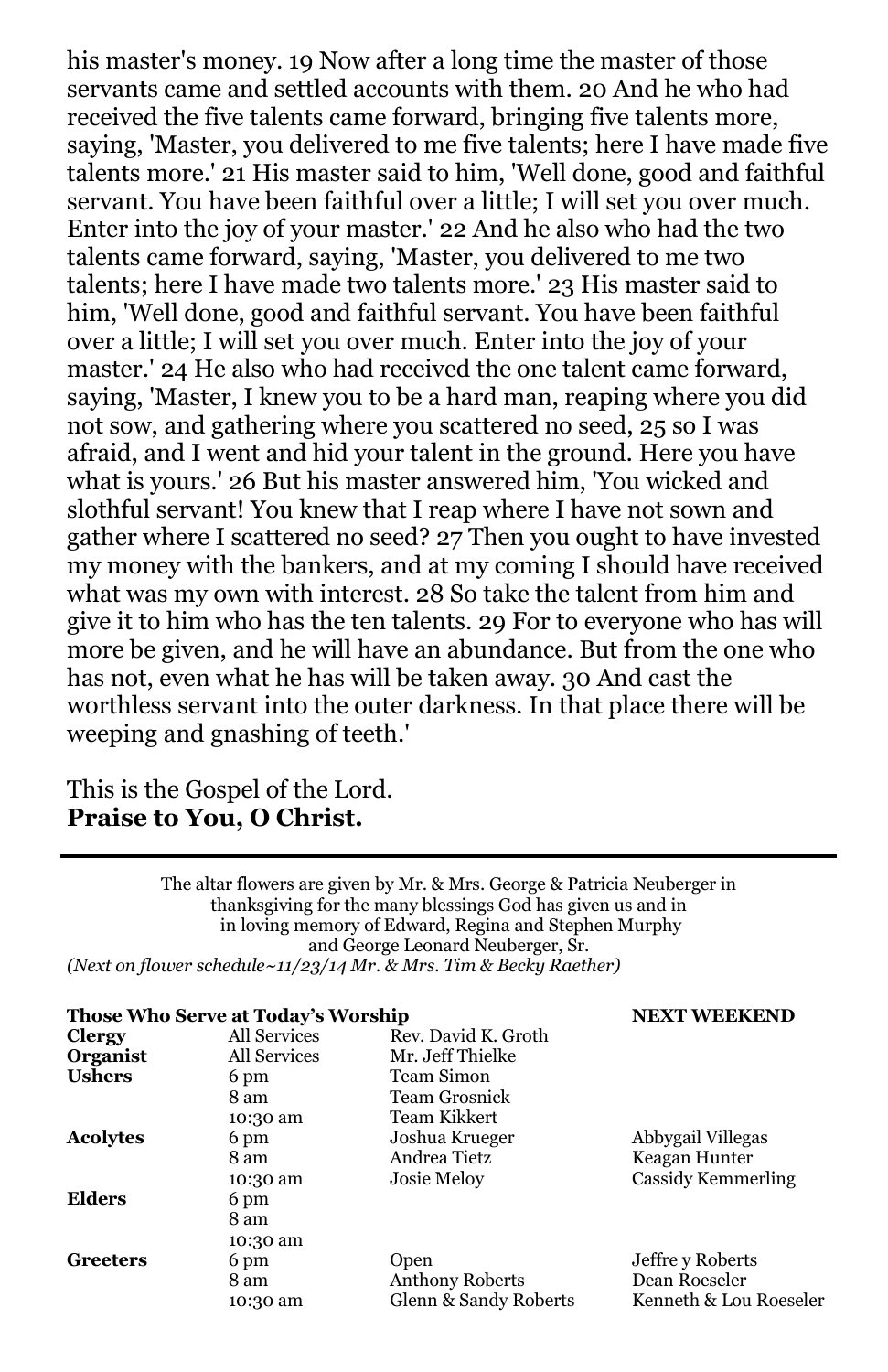his master's money. 19 Now after a long time the master of those servants came and settled accounts with them. 20 And he who had received the five talents came forward, bringing five talents more, saying, 'Master, you delivered to me five talents; here I have made five talents more.' 21 His master said to him, 'Well done, good and faithful servant. You have been faithful over a little; I will set you over much. Enter into the joy of your master.' 22 And he also who had the two talents came forward, saying, 'Master, you delivered to me two talents; here I have made two talents more.' 23 His master said to him, 'Well done, good and faithful servant. You have been faithful over a little; I will set you over much. Enter into the joy of your master.' 24 He also who had received the one talent came forward, saying, 'Master, I knew you to be a hard man, reaping where you did not sow, and gathering where you scattered no seed, 25 so I was afraid, and I went and hid your talent in the ground. Here you have what is yours.' 26 But his master answered him, 'You wicked and slothful servant! You knew that I reap where I have not sown and gather where I scattered no seed? 27 Then you ought to have invested my money with the bankers, and at my coming I should have received what was my own with interest. 28 So take the talent from him and give it to him who has the ten talents. 29 For to everyone who has will more be given, and he will have an abundance. But from the one who has not, even what he has will be taken away. 30 And cast the worthless servant into the outer darkness. In that place there will be weeping and gnashing of teeth.'

This is the Gospel of the Lord.
**Praise to You, O Christ.**

---

The altar flowers are given by Mr. & Mrs. George & Patricia Neuberger in thanksgiving for the many blessings God has given us and in in loving memory of Edward, Regina and Stephen Murphy and George Leonard Neuberger, Sr.
*(Next on flower schedule~11/23/14 Mr. & Mrs. Tim & Becky Raether)*

| **Those Who Serve at Today's Worship** | | | **NEXT WEEKEND** |
|---|---|---|---|
| **Clergy** | All Services | Rev. David K. Groth | |
| **Organist** | All Services | Mr. Jeff Thielke | |
| **Ushers** | 6 pm | Team Simon | |
| | 8 am | Team Grosnick | |
| | 10:30 am | Team Kikkert | |
| **Acolytes** | 6 pm | Joshua Krueger | Abbygail Villegas |
| | 8 am | Andrea Tietz | Keagan Hunter |
| | 10:30 am | Josie Meloy | Cassidy Kemmerling |
| **Elders** | 6 pm | | |
| | 8 am | | |
| | 10:30 am | | |
| **Greeters** | 6 pm | Open | Jeffre y Roberts |
| | 8 am | Anthony Roberts | Dean Roeseler |
| | 10:30 am | Glenn & Sandy Roberts | Kenneth & Lou Roeseler |